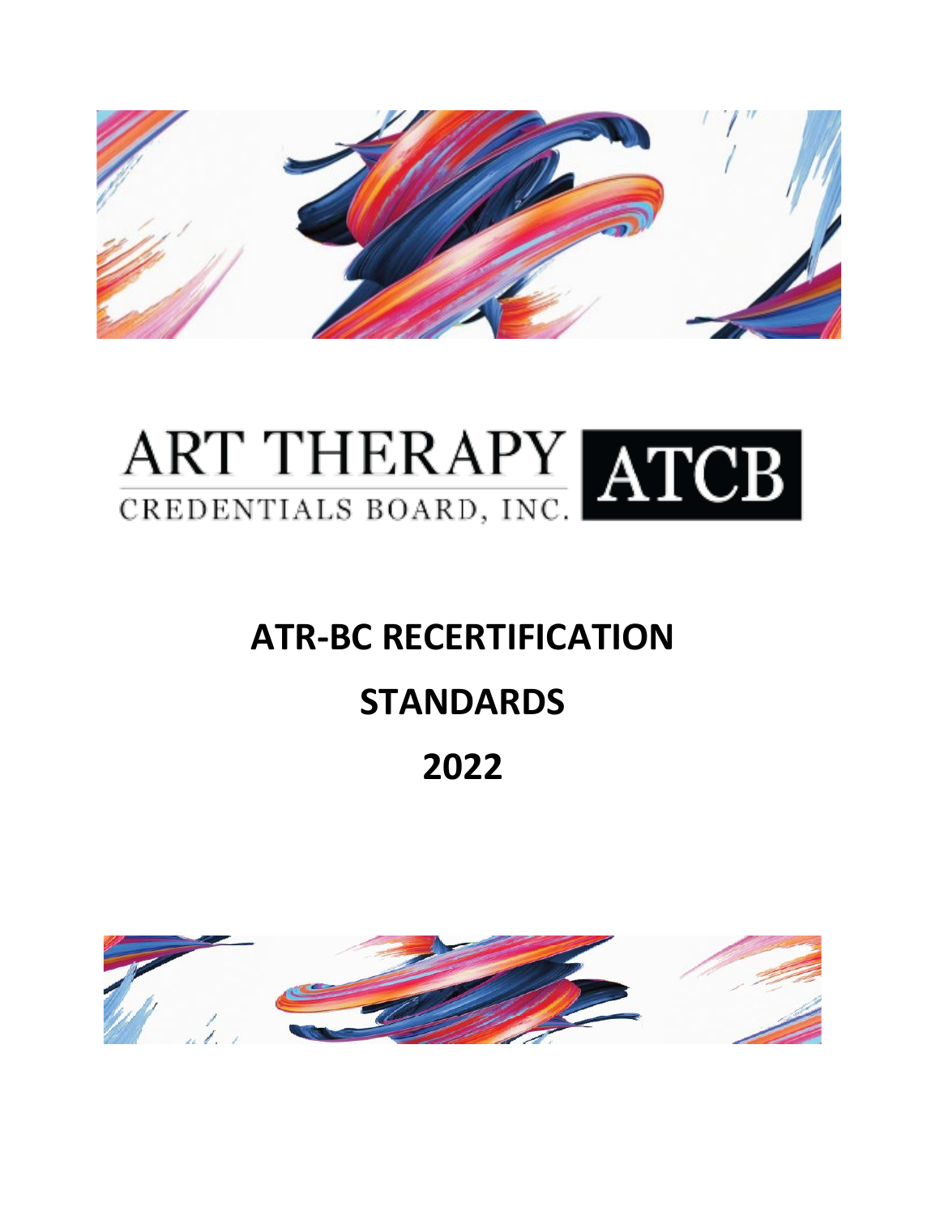ART THERAPY CREDENTIALS BOARD, INC. ATCB

# ATR-BC RECERTIFICATION STANDARDS

# 2022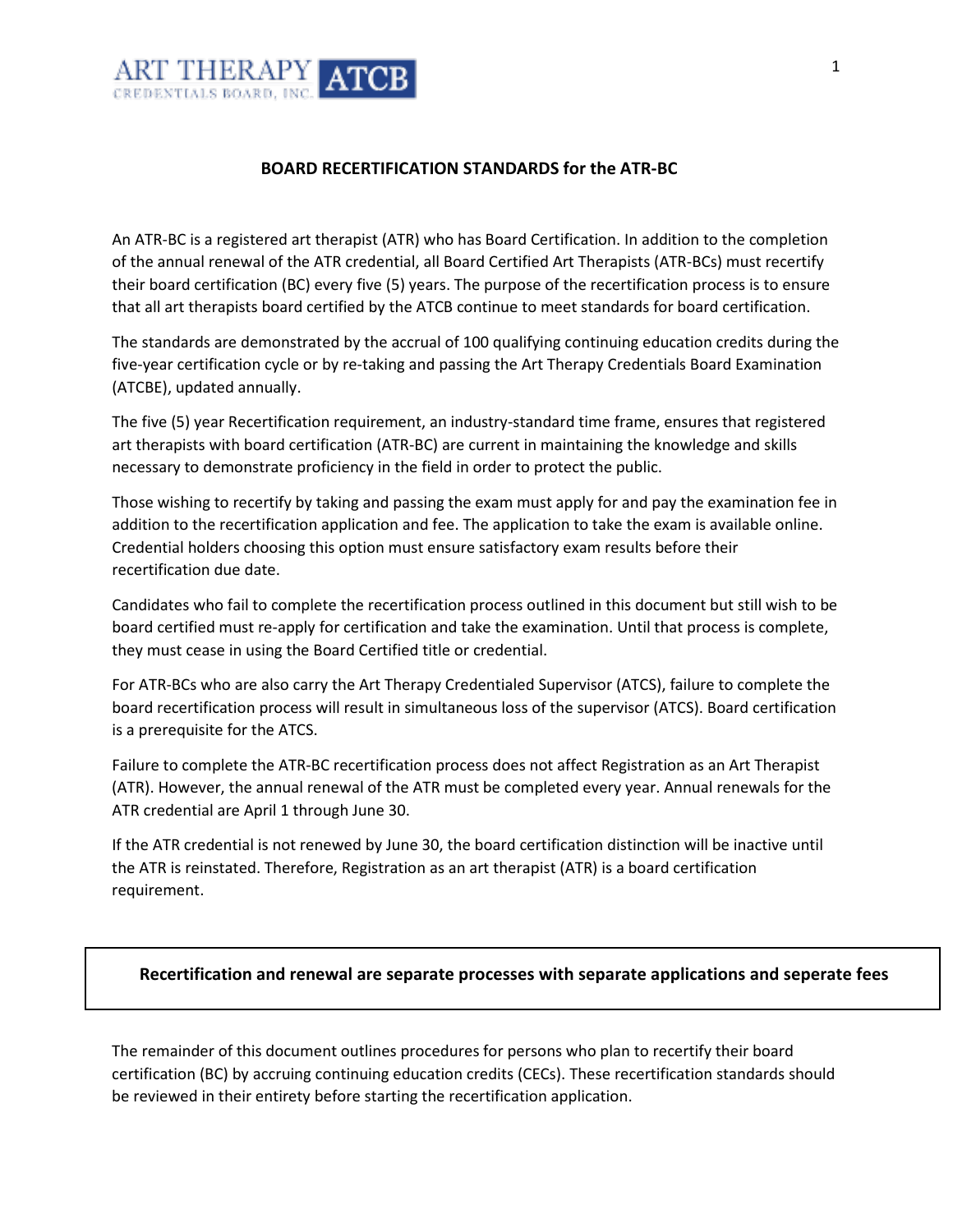ART THERAPY CREDENTIALS BOARD, INC. ATCB

## BOARD RECERTIFICATION STANDARDS for the ATR-BC

An ATR-BC is a registered art therapist (ATR) who has Board Certification. In addition to the completion of the annual renewal of the ATR credential, all Board Certified Art Therapists (ATR-BCs) must recertify their board certification (BC) every five (5) years. The purpose of the recertification process is to ensure that all art therapists board certified by the ATCB continue to meet standards for board certification.

The standards are demonstrated by the accrual of 100 qualifying continuing education credits during the five-year certification cycle or by re-taking and passing the Art Therapy Credentials Board Examination (ATCBE), updated annually.

The five (5) year Recertification requirement, an industry-standard time frame, ensures that registered art therapists with board certification (ATR-BC) are current in maintaining the knowledge and skills necessary to demonstrate proficiency in the field in order to protect the public.

Those wishing to recertify by taking and passing the exam must apply for and pay the examination fee in addition to the recertification application and fee. The application to take the exam is available online. Credential holders choosing this option must ensure satisfactory exam results before their recertification due date.

Candidates who fail to complete the recertification process outlined in this document but still wish to be board certified must re-apply for certification and take the examination. Until that process is complete, they must cease in using the Board Certified title or credential.

For ATR-BCs who are also carry the Art Therapy Credentialed Supervisor (ATCS), failure to complete the board recertification process will result in simultaneous loss of the supervisor (ATCS). Board certification is a prerequisite for the ATCS.

Failure to complete the ATR-BC recertification process does not affect Registration as an Art Therapist (ATR). However, the annual renewal of the ATR must be completed every year. Annual renewals for the ATR credential are April 1 through June 30.

If the ATR credential is not renewed by June 30, the board certification distinction will be inactive until the ATR is reinstated. Therefore, Registration as an art therapist (ATR) is a board certification requirement.

**Recertification and renewal are separate processes with separate applications and seperate fees**

The remainder of this document outlines procedures for persons who plan to recertify their board certification (BC) by accruing continuing education credits (CECs). These recertification standards should be reviewed in their entirety before starting the recertification application.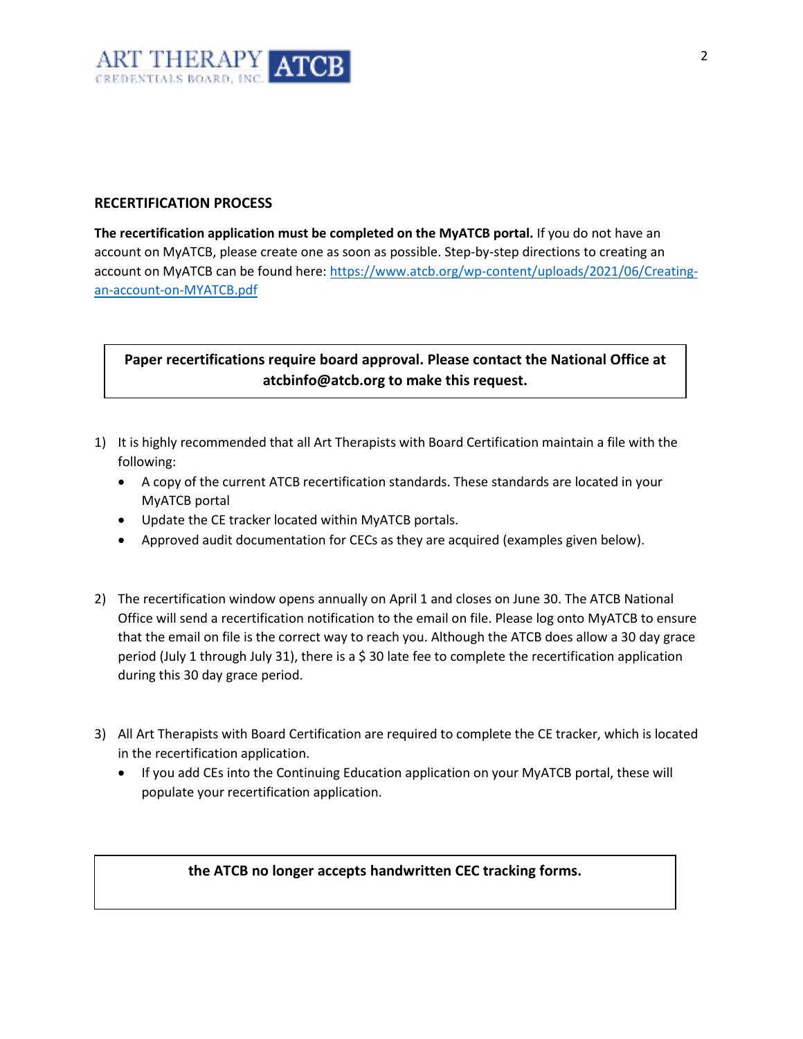## RECERTIFICATION PROCESS

**The recertification application must be completed on the MyATCB portal.** If you do not have an account on MyATCB, please create one as soon as possible. Step-by-step directions to creating an account on MyATCB can be found here: [https://www.atcb.org/wp-content/uploads/2021/06/Creating-an-account-on-MYATCB.pdf](https://www.atcb.org/wp-content/uploads/2021/06/Creating-an-account-on-MYATCB.pdf)

> **Paper recertifications require board approval. Please contact the National Office at atcbinfo@atcb.org to make this request.**

1) It is highly recommended that all Art Therapists with Board Certification maintain a file with the following:
   - A copy of the current ATCB recertification standards. These standards are located in your MyATCB portal
   - Update the CE tracker located within MyATCB portals.
   - Approved audit documentation for CECs as they are acquired (examples given below).

2) The recertification window opens annually on April 1 and closes on June 30. The ATCB National Office will send a recertification notification to the email on file. Please log onto MyATCB to ensure that the email on file is the correct way to reach you. Although the ATCB does allow a 30 day grace period (July 1 through July 31), there is a $ 30 late fee to complete the recertification application during this 30 day grace period.

3) All Art Therapists with Board Certification are required to complete the CE tracker, which is located in the recertification application.
   - If you add CEs into the Continuing Education application on your MyATCB portal, these will populate your recertification application.

> **the ATCB no longer accepts handwritten CEC tracking forms.**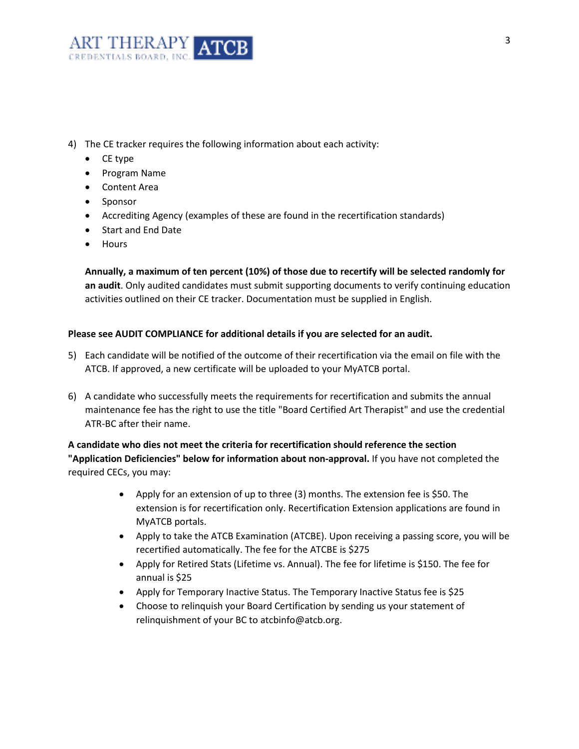4) The CE tracker requires the following information about each activity:
   - CE type
   - Program Name
   - Content Area
   - Sponsor
   - Accrediting Agency (examples of these are found in the recertification standards)
   - Start and End Date
   - Hours

   **Annually, a maximum of ten percent (10%) of those due to recertify will be selected randomly for an audit**. Only audited candidates must submit supporting documents to verify continuing education activities outlined on their CE tracker. Documentation must be supplied in English.

**Please see AUDIT COMPLIANCE for additional details if you are selected for an audit.**

5) Each candidate will be notified of the outcome of their recertification via the email on file with the ATCB. If approved, a new certificate will be uploaded to your MyATCB portal.

6) A candidate who successfully meets the requirements for recertification and submits the annual maintenance fee has the right to use the title "Board Certified Art Therapist" and use the credential ATR-BC after their name.

**A candidate who dies not meet the criteria for recertification should reference the section "Application Deficiencies" below for information about non-approval.** If you have not completed the required CECs, you may:

- Apply for an extension of up to three (3) months. The extension fee is $50. The extension is for recertification only. Recertification Extension applications are found in MyATCB portals.
- Apply to take the ATCB Examination (ATCBE). Upon receiving a passing score, you will be recertified automatically. The fee for the ATCBE is $275
- Apply for Retired Stats (Lifetime vs. Annual). The fee for lifetime is $150. The fee for annual is $25
- Apply for Temporary Inactive Status. The Temporary Inactive Status fee is $25
- Choose to relinquish your Board Certification by sending us your statement of relinquishment of your BC to atcbinfo@atcb.org.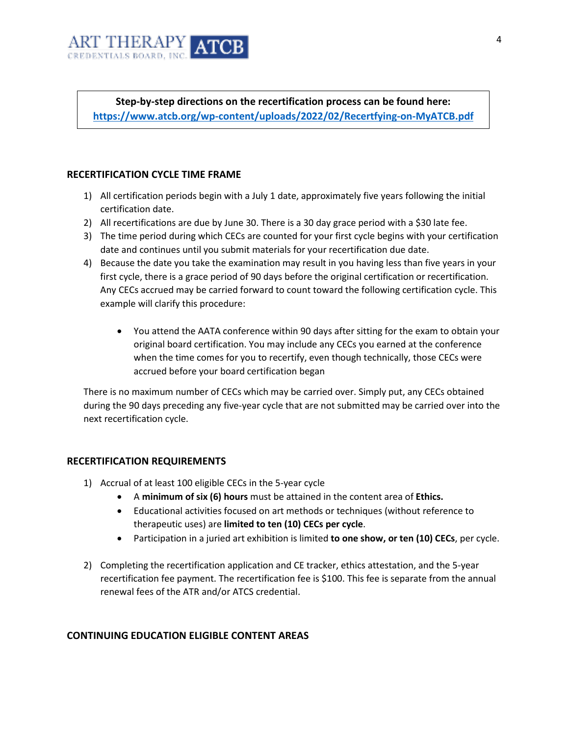**Step-by-step directions on the recertification process can be found here:**
**[https://www.atcb.org/wp-content/uploads/2022/02/Recertifying-on-MyATCB.pdf](https://www.atcb.org/wp-content/uploads/2022/02/Recertifying-on-MyATCB.pdf)**

## RECERTIFICATION CYCLE TIME FRAME

1) All certification periods begin with a July 1 date, approximately five years following the initial certification date.
2) All recertifications are due by June 30. There is a 30 day grace period with a $30 late fee.
3) The time period during which CECs are counted for your first cycle begins with your certification date and continues until you submit materials for your recertification due date.
4) Because the date you take the examination may result in you having less than five years in your first cycle, there is a grace period of 90 days before the original certification or recertification. Any CECs accrued may be carried forward to count toward the following certification cycle. This example will clarify this procedure:
   - You attend the AATA conference within 90 days after sitting for the exam to obtain your original board certification. You may include any CECs you earned at the conference when the time comes for you to recertify, even though technically, those CECs were accrued before your board certification began

There is no maximum number of CECs which may be carried over. Simply put, any CECs obtained during the 90 days preceding any five-year cycle that are not submitted may be carried over into the next recertification cycle.

## RECERTIFICATION REQUIREMENTS

1) Accrual of at least 100 eligible CECs in the 5-year cycle
   - A **minimum of six (6) hours** must be attained in the content area of **Ethics.**
   - Educational activities focused on art methods or techniques (without reference to therapeutic uses) are **limited to ten (10) CECs per cycle**.
   - Participation in a juried art exhibition is limited **to one show, or ten (10) CECs**, per cycle.

2) Completing the recertification application and CE tracker, ethics attestation, and the 5-year recertification fee payment. The recertification fee is $100. This fee is separate from the annual renewal fees of the ATR and/or ATCS credential.

## CONTINUING EDUCATION ELIGIBLE CONTENT AREAS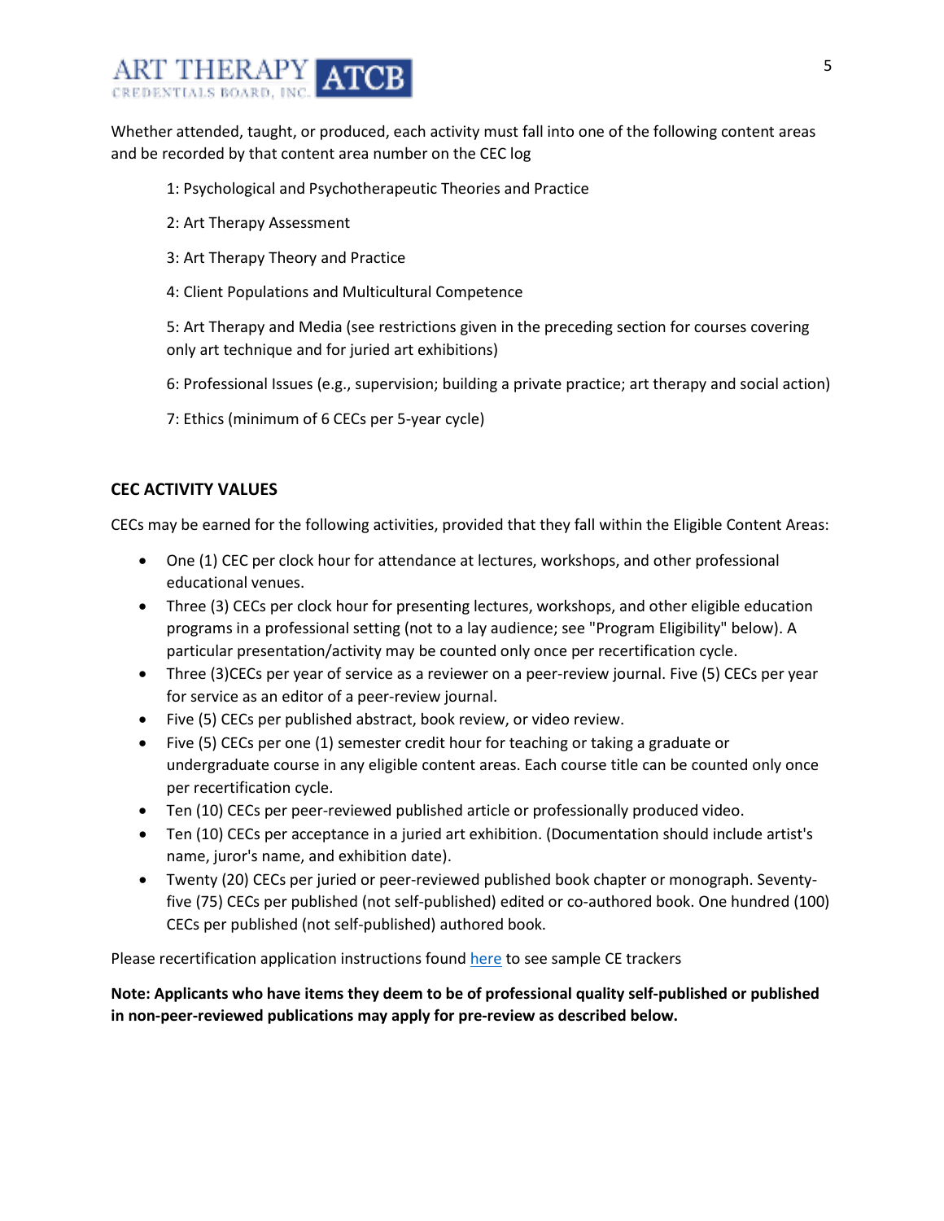Whether attended, taught, or produced, each activity must fall into one of the following content areas and be recorded by that content area number on the CEC log

1: Psychological and Psychotherapeutic Theories and Practice

2: Art Therapy Assessment

3: Art Therapy Theory and Practice

4: Client Populations and Multicultural Competence

5: Art Therapy and Media (see restrictions given in the preceding section for courses covering only art technique and for juried art exhibitions)

6: Professional Issues (e.g., supervision; building a private practice; art therapy and social action)

7: Ethics (minimum of 6 CECs per 5-year cycle)

## CEC ACTIVITY VALUES

CECs may be earned for the following activities, provided that they fall within the Eligible Content Areas:

- One (1) CEC per clock hour for attendance at lectures, workshops, and other professional educational venues.
- Three (3) CECs per clock hour for presenting lectures, workshops, and other eligible education programs in a professional setting (not to a lay audience; see "Program Eligibility" below). A particular presentation/activity may be counted only once per recertification cycle.
- Three (3)CECs per year of service as a reviewer on a peer-review journal. Five (5) CECs per year for service as an editor of a peer-review journal.
- Five (5) CECs per published abstract, book review, or video review.
- Five (5) CECs per one (1) semester credit hour for teaching or taking a graduate or undergraduate course in any eligible content areas. Each course title can be counted only once per recertification cycle.
- Ten (10) CECs per peer-reviewed published article or professionally produced video.
- Ten (10) CECs per acceptance in a juried art exhibition. (Documentation should include artist's name, juror's name, and exhibition date).
- Twenty (20) CECs per juried or peer-reviewed published book chapter or monograph. Seventy-five (75) CECs per published (not self-published) edited or co-authored book. One hundred (100) CECs per published (not self-published) authored book.

Please recertification application instructions found here to see sample CE trackers

**Note: Applicants who have items they deem to be of professional quality self-published or published in non-peer-reviewed publications may apply for pre-review as described below.**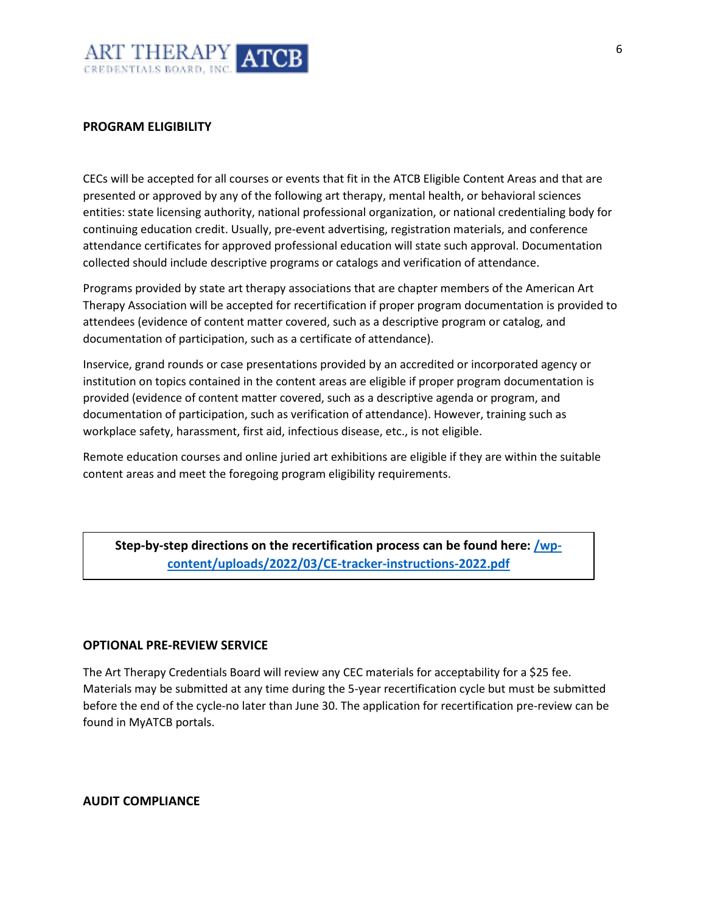## PROGRAM ELIGIBILITY

CECs will be accepted for all courses or events that fit in the ATCB Eligible Content Areas and that are presented or approved by any of the following art therapy, mental health, or behavioral sciences entities: state licensing authority, national professional organization, or national credentialing body for continuing education credit. Usually, pre-event advertising, registration materials, and conference attendance certificates for approved professional education will state such approval. Documentation collected should include descriptive programs or catalogs and verification of attendance.

Programs provided by state art therapy associations that are chapter members of the American Art Therapy Association will be accepted for recertification if proper program documentation is provided to attendees (evidence of content matter covered, such as a descriptive program or catalog, and documentation of participation, such as a certificate of attendance).

Inservice, grand rounds or case presentations provided by an accredited or incorporated agency or institution on topics contained in the content areas are eligible if proper program documentation is provided (evidence of content matter covered, such as a descriptive agenda or program, and documentation of participation, such as verification of attendance). However, training such as workplace safety, harassment, first aid, infectious disease, etc., is not eligible.

Remote education courses and online juried art exhibitions are eligible if they are within the suitable content areas and meet the foregoing program eligibility requirements.

**Step-by-step directions on the recertification process can be found here: [/wp-content/uploads/2022/03/CE-tracker-instructions-2022.pdf](/wp-content/uploads/2022/03/CE-tracker-instructions-2022.pdf)**

## OPTIONAL PRE-REVIEW SERVICE

The Art Therapy Credentials Board will review any CEC materials for acceptability for a $25 fee. Materials may be submitted at any time during the 5-year recertification cycle but must be submitted before the end of the cycle-no later than June 30. The application for recertification pre-review can be found in MyATCB portals.

## AUDIT COMPLIANCE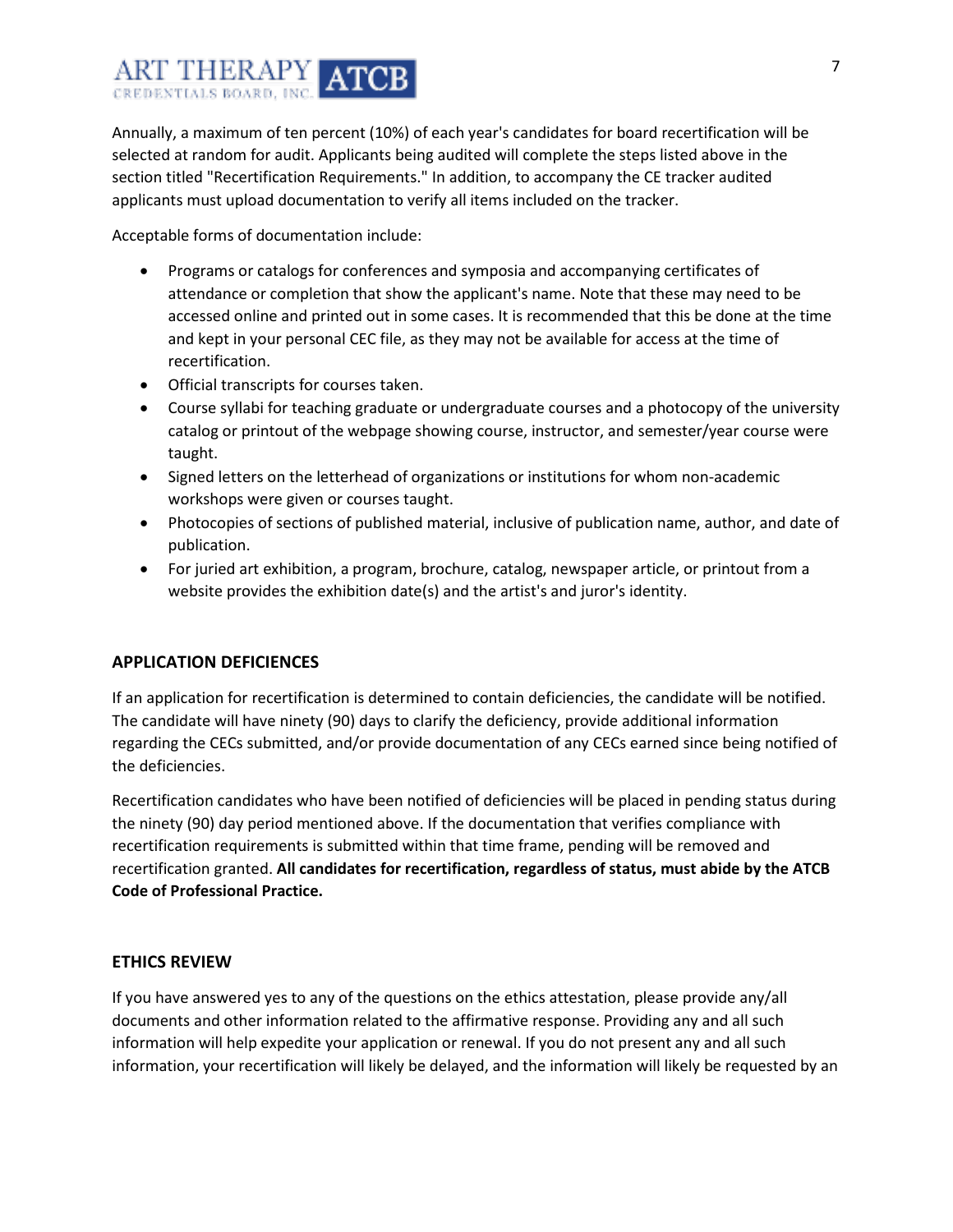Annually, a maximum of ten percent (10%) of each year's candidates for board recertification will be selected at random for audit. Applicants being audited will complete the steps listed above in the section titled "Recertification Requirements." In addition, to accompany the CE tracker audited applicants must upload documentation to verify all items included on the tracker.

Acceptable forms of documentation include:

- Programs or catalogs for conferences and symposia and accompanying certificates of attendance or completion that show the applicant's name. Note that these may need to be accessed online and printed out in some cases. It is recommended that this be done at the time and kept in your personal CEC file, as they may not be available for access at the time of recertification.
- Official transcripts for courses taken.
- Course syllabi for teaching graduate or undergraduate courses and a photocopy of the university catalog or printout of the webpage showing course, instructor, and semester/year course were taught.
- Signed letters on the letterhead of organizations or institutions for whom non-academic workshops were given or courses taught.
- Photocopies of sections of published material, inclusive of publication name, author, and date of publication.
- For juried art exhibition, a program, brochure, catalog, newspaper article, or printout from a website provides the exhibition date(s) and the artist's and juror's identity.

## APPLICATION DEFICIENCES

If an application for recertification is determined to contain deficiencies, the candidate will be notified. The candidate will have ninety (90) days to clarify the deficiency, provide additional information regarding the CECs submitted, and/or provide documentation of any CECs earned since being notified of the deficiencies.

Recertification candidates who have been notified of deficiencies will be placed in pending status during the ninety (90) day period mentioned above. If the documentation that verifies compliance with recertification requirements is submitted within that time frame, pending will be removed and recertification granted. **All candidates for recertification, regardless of status, must abide by the ATCB Code of Professional Practice.**

## ETHICS REVIEW

If you have answered yes to any of the questions on the ethics attestation, please provide any/all documents and other information related to the affirmative response. Providing any and all such information will help expedite your application or renewal. If you do not present any and all such information, your recertification will likely be delayed, and the information will likely be requested by an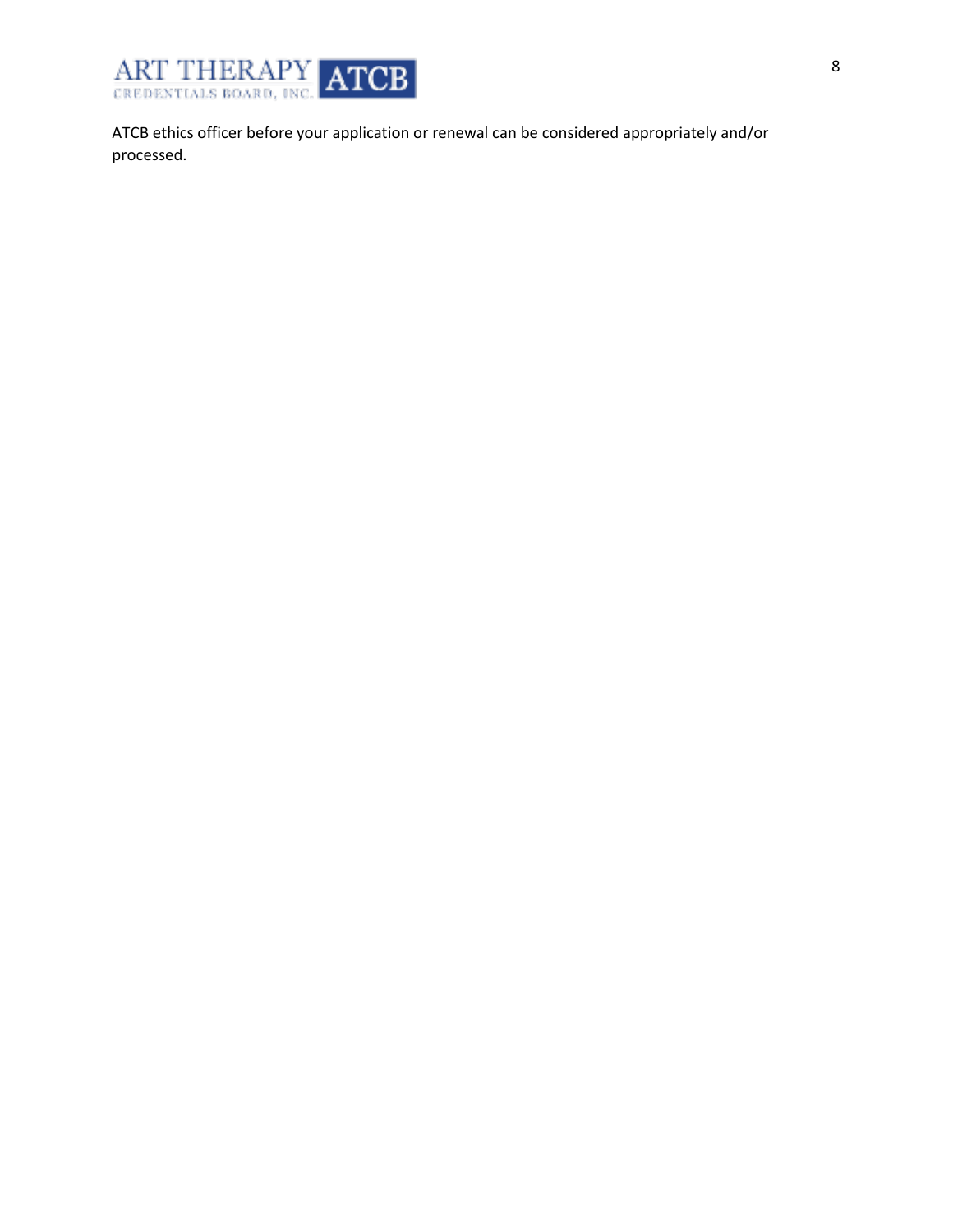ATCB ethics officer before your application or renewal can be considered appropriately and/or processed.